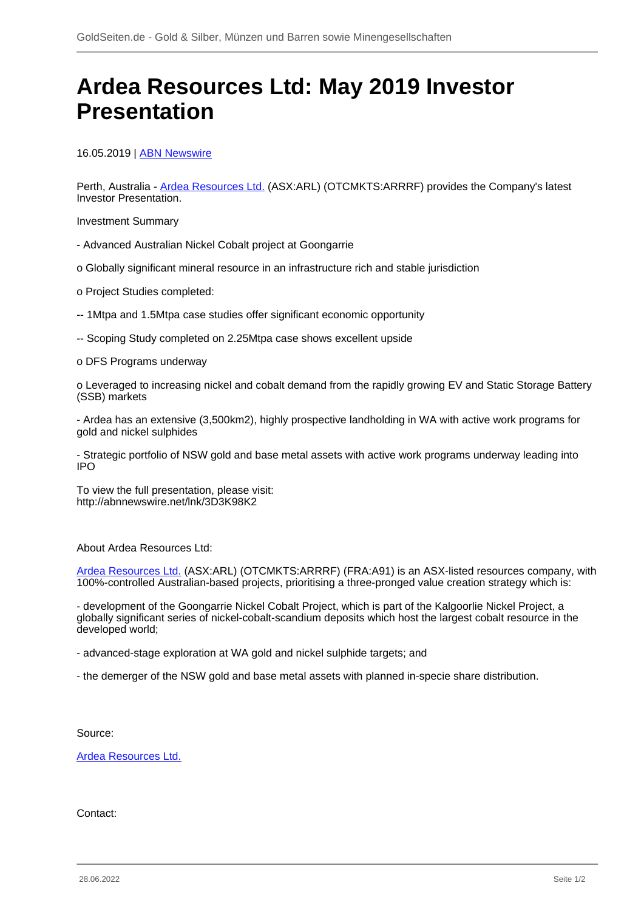# Ardea Resources Ltd: May 2019 Investor Presentation

16.05.2019 | ABN Newswire

Perth, Australia - Ardea Resources Ltd. (ASX:ARL) (OTCMKTS:ARRRF) provides the Company's latest Investor Presentation.

Investment Summary

- Advanced Australian Nickel Cobalt project at Goongarrie

o Globally significant mineral resource in an infrastructure rich and stable jurisdiction

o Project Studies completed:

-- 1Mtpa and 1.5Mtpa case studies offer significant economic opportunity

-- Scoping Study completed on 2.25Mtpa case shows excellent upside

o DFS Programs underway

o Leveraged to increasing nickel and cobalt demand from the rapidly growing EV and Static Storage Battery (SSB) markets

- Ardea has an extensive (3,500km2), highly prospective landholding in WA with active work programs for gold and nickel sulphides

- Strategic portfolio of NSW gold and base metal assets with active work programs underway leading into IPO

To view the full presentation, please visit:
http://abnnewswire.net/lnk/3D3K98K2

About Ardea Resources Ltd:

Ardea Resources Ltd. (ASX:ARL) (OTCMKTS:ARRRF) (FRA:A91) is an ASX-listed resources company, with 100%-controlled Australian-based projects, prioritising a three-pronged value creation strategy which is:

- development of the Goongarrie Nickel Cobalt Project, which is part of the Kalgoorlie Nickel Project, a globally significant series of nickel-cobalt-scandium deposits which host the largest cobalt resource in the developed world;

- advanced-stage exploration at WA gold and nickel sulphide targets; and

- the demerger of the NSW gold and base metal assets with planned in-specie share distribution.

Source:

Ardea Resources Ltd.

Contact: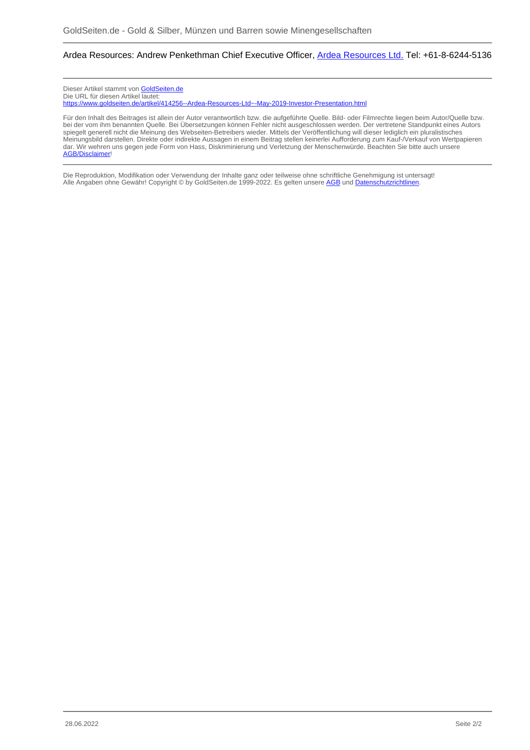Ardea Resources: Andrew Penkethman Chief Executive Officer, Ardea Resources Ltd. Tel: +61-8-6244-5136

---

Dieser Artikel stammt von GoldSeiten.de
Die URL für diesen Artikel lautet:
https://www.goldseiten.de/artikel/414256--Ardea-Resources-Ltd~-May-2019-Investor-Presentation.html

Für den Inhalt des Beitrages ist allein der Autor verantwortlich bzw. die aufgeführte Quelle. Bild- oder Filmrechte liegen beim Autor/Quelle bzw. bei der vom ihm benannten Quelle. Bei Übersetzungen können Fehler nicht ausgeschlossen werden. Der vertretene Standpunkt eines Autors spiegelt generell nicht die Meinung des Webseiten-Betreibers wieder. Mittels der Veröffentlichung will dieser lediglich ein pluralistisches Meinungsbild darstellen. Direkte oder indirekte Aussagen in einem Beitrag stellen keinerlei Aufforderung zum Kauf-/Verkauf von Wertpapieren dar. Wir wehren uns gegen jede Form von Hass, Diskriminierung und Verletzung der Menschenwürde. Beachten Sie bitte auch unsere AGB/Disclaimer!

---

Die Reproduktion, Modifikation oder Verwendung der Inhalte ganz oder teilweise ohne schriftliche Genehmigung ist untersagt!
Alle Angaben ohne Gewähr! Copyright © by GoldSeiten.de 1999-2022. Es gelten unsere AGB und Datenschutzrichtlinen.